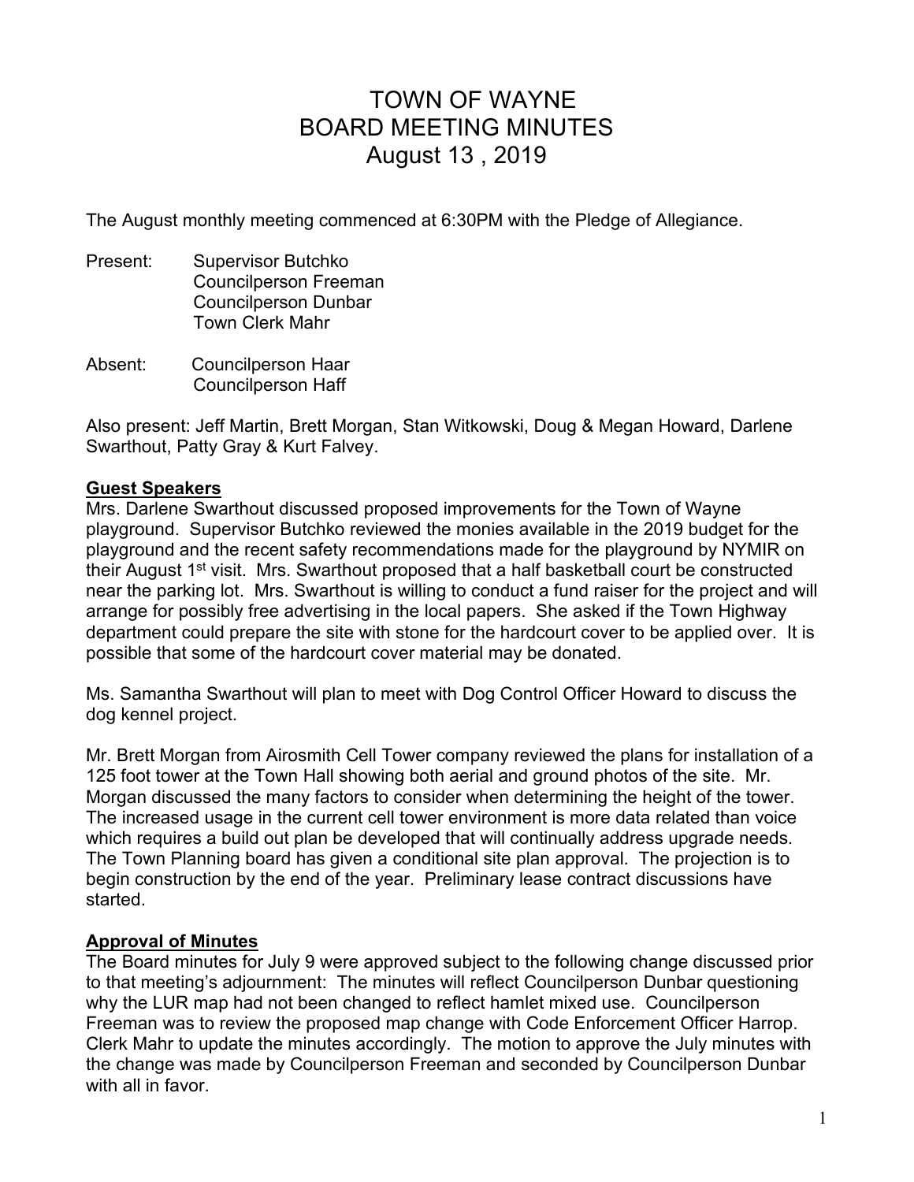# TOWN OF WAYNE
# BOARD MEETING MINUTES
# August 13 , 2019

The August monthly meeting commenced at 6:30PM with the Pledge of Allegiance.

Present: Supervisor Butchko
Councilperson Freeman
Councilperson Dunbar
Town Clerk Mahr

Absent: Councilperson Haar
Councilperson Haff

Also present: Jeff Martin, Brett Morgan, Stan Witkowski, Doug & Megan Howard, Darlene Swarthout, Patty Gray & Kurt Falvey.

**Guest Speakers**

Mrs. Darlene Swarthout discussed proposed improvements for the Town of Wayne playground. Supervisor Butchko reviewed the monies available in the 2019 budget for the playground and the recent safety recommendations made for the playground by NYMIR on their August 1st visit. Mrs. Swarthout proposed that a half basketball court be constructed near the parking lot. Mrs. Swarthout is willing to conduct a fund raiser for the project and will arrange for possibly free advertising in the local papers. She asked if the Town Highway department could prepare the site with stone for the hardcourt cover to be applied over. It is possible that some of the hardcourt cover material may be donated.

Ms. Samantha Swarthout will plan to meet with Dog Control Officer Howard to discuss the dog kennel project.

Mr. Brett Morgan from Airosmith Cell Tower company reviewed the plans for installation of a 125 foot tower at the Town Hall showing both aerial and ground photos of the site. Mr. Morgan discussed the many factors to consider when determining the height of the tower. The increased usage in the current cell tower environment is more data related than voice which requires a build out plan be developed that will continually address upgrade needs. The Town Planning board has given a conditional site plan approval. The projection is to begin construction by the end of the year. Preliminary lease contract discussions have started.

**Approval of Minutes**

The Board minutes for July 9 were approved subject to the following change discussed prior to that meeting's adjournment: The minutes will reflect Councilperson Dunbar questioning why the LUR map had not been changed to reflect hamlet mixed use. Councilperson Freeman was to review the proposed map change with Code Enforcement Officer Harrop. Clerk Mahr to update the minutes accordingly. The motion to approve the July minutes with the change was made by Councilperson Freeman and seconded by Councilperson Dunbar with all in favor.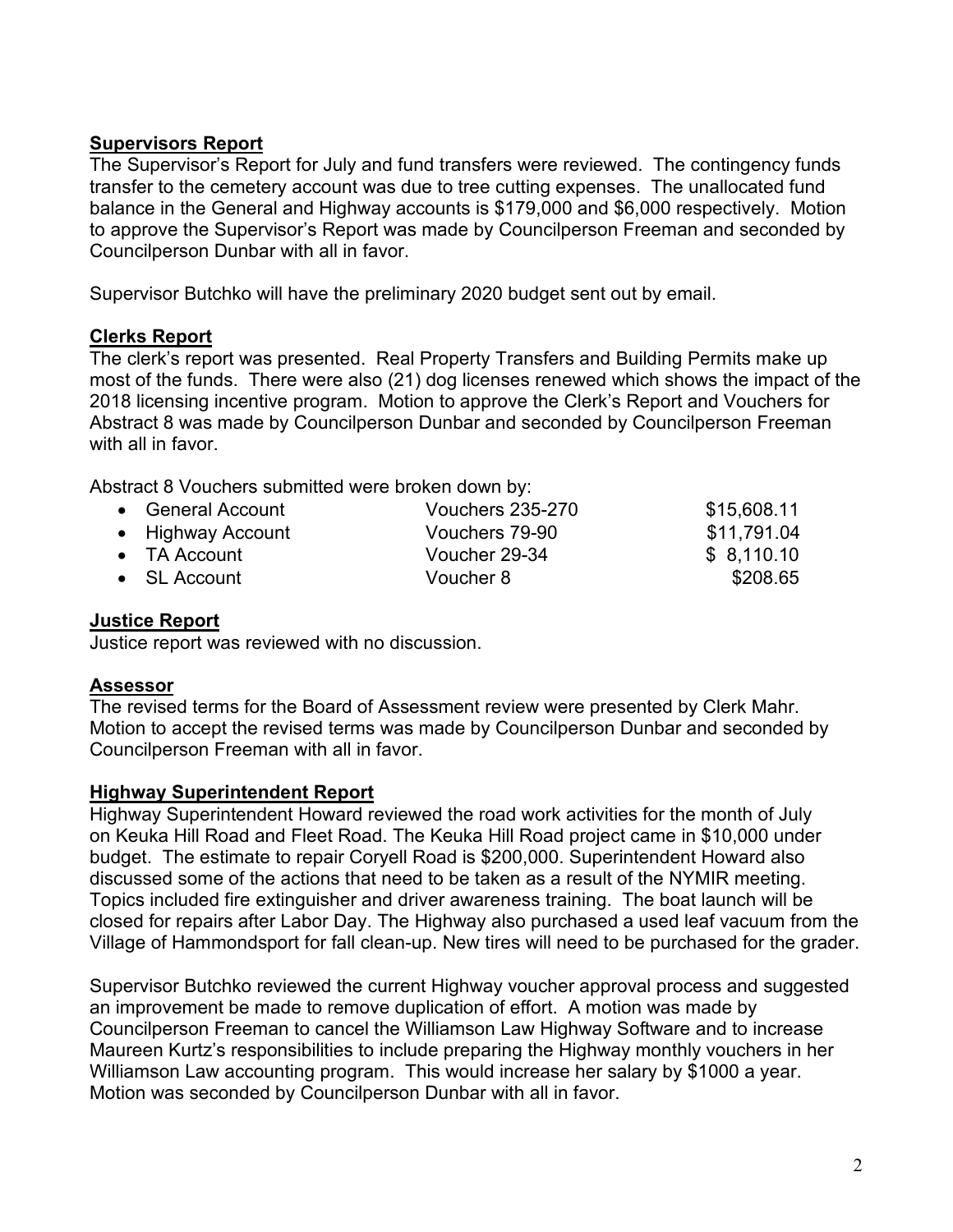## Supervisors Report

The Supervisor's Report for July and fund transfers were reviewed. The contingency funds transfer to the cemetery account was due to tree cutting expenses. The unallocated fund balance in the General and Highway accounts is $179,000 and $6,000 respectively. Motion to approve the Supervisor's Report was made by Councilperson Freeman and seconded by Councilperson Dunbar with all in favor.

Supervisor Butchko will have the preliminary 2020 budget sent out by email.

## Clerks Report

The clerk's report was presented. Real Property Transfers and Building Permits make up most of the funds. There were also (21) dog licenses renewed which shows the impact of the 2018 licensing incentive program. Motion to approve the Clerk's Report and Vouchers for Abstract 8 was made by Councilperson Dunbar and seconded by Councilperson Freeman with all in favor.

Abstract 8 Vouchers submitted were broken down by:

| Account | Vouchers | Amount |
|---|---|---|
| General Account | Vouchers 235-270 | $15,608.11 |
| Highway Account | Vouchers 79-90 | $11,791.04 |
| TA Account | Voucher 29-34 | $ 8,110.10 |
| SL Account | Voucher 8 | $208.65 |

## Justice Report

Justice report was reviewed with no discussion.

## Assessor

The revised terms for the Board of Assessment review were presented by Clerk Mahr. Motion to accept the revised terms was made by Councilperson Dunbar and seconded by Councilperson Freeman with all in favor.

## Highway Superintendent Report

Highway Superintendent Howard reviewed the road work activities for the month of July on Keuka Hill Road and Fleet Road. The Keuka Hill Road project came in $10,000 under budget. The estimate to repair Coryell Road is $200,000. Superintendent Howard also discussed some of the actions that need to be taken as a result of the NYMIR meeting. Topics included fire extinguisher and driver awareness training. The boat launch will be closed for repairs after Labor Day. The Highway also purchased a used leaf vacuum from the Village of Hammondsport for fall clean-up. New tires will need to be purchased for the grader.

Supervisor Butchko reviewed the current Highway voucher approval process and suggested an improvement be made to remove duplication of effort. A motion was made by Councilperson Freeman to cancel the Williamson Law Highway Software and to increase Maureen Kurtz's responsibilities to include preparing the Highway monthly vouchers in her Williamson Law accounting program. This would increase her salary by $1000 a year. Motion was seconded by Councilperson Dunbar with all in favor.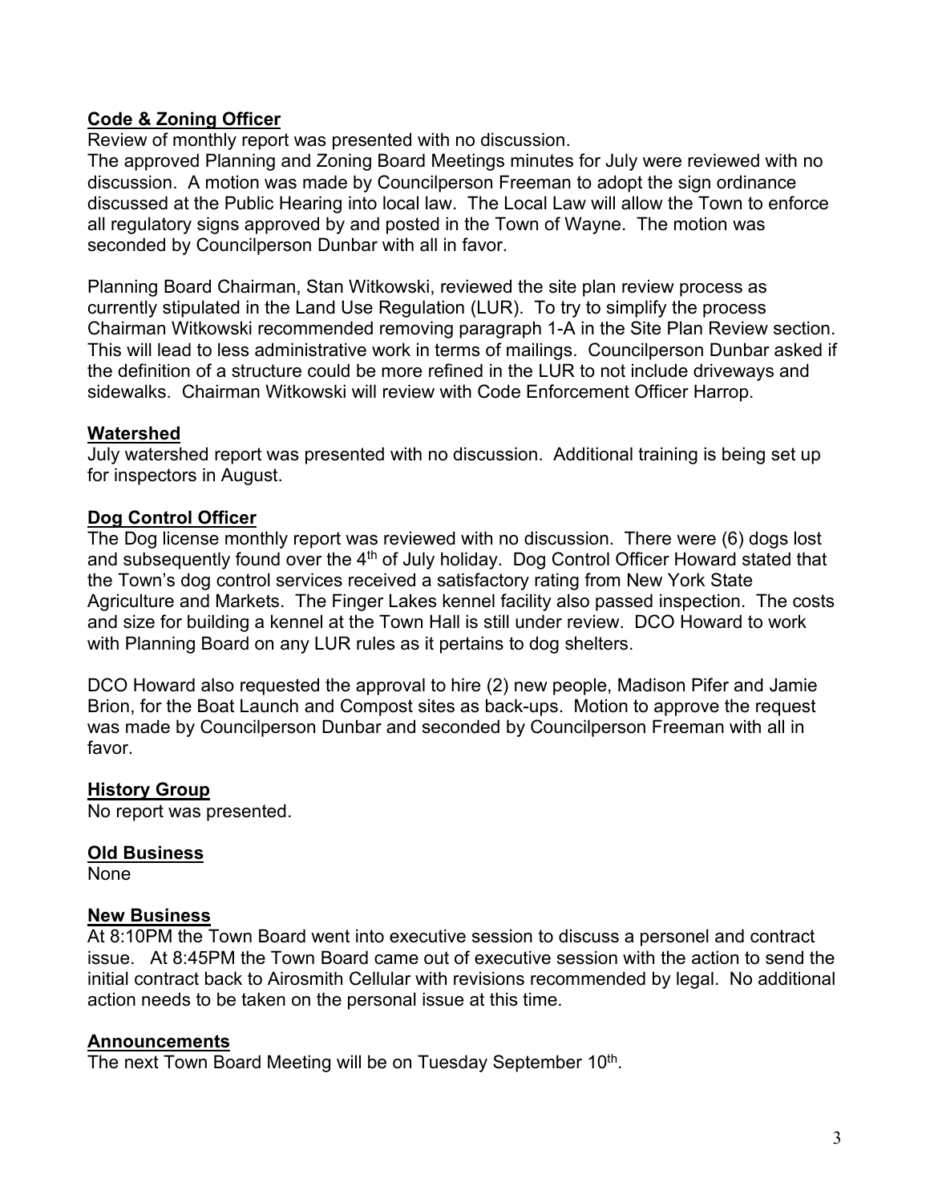**Code & Zoning Officer**

Review of monthly report was presented with no discussion.

The approved Planning and Zoning Board Meetings minutes for July were reviewed with no discussion. A motion was made by Councilperson Freeman to adopt the sign ordinance discussed at the Public Hearing into local law. The Local Law will allow the Town to enforce all regulatory signs approved by and posted in the Town of Wayne. The motion was seconded by Councilperson Dunbar with all in favor.

Planning Board Chairman, Stan Witkowski, reviewed the site plan review process as currently stipulated in the Land Use Regulation (LUR). To try to simplify the process Chairman Witkowski recommended removing paragraph 1-A in the Site Plan Review section. This will lead to less administrative work in terms of mailings. Councilperson Dunbar asked if the definition of a structure could be more refined in the LUR to not include driveways and sidewalks. Chairman Witkowski will review with Code Enforcement Officer Harrop.

**Watershed**

July watershed report was presented with no discussion. Additional training is being set up for inspectors in August.

**Dog Control Officer**

The Dog license monthly report was reviewed with no discussion. There were (6) dogs lost and subsequently found over the 4th of July holiday. Dog Control Officer Howard stated that the Town's dog control services received a satisfactory rating from New York State Agriculture and Markets. The Finger Lakes kennel facility also passed inspection. The costs and size for building a kennel at the Town Hall is still under review. DCO Howard to work with Planning Board on any LUR rules as it pertains to dog shelters.

DCO Howard also requested the approval to hire (2) new people, Madison Pifer and Jamie Brion, for the Boat Launch and Compost sites as back-ups. Motion to approve the request was made by Councilperson Dunbar and seconded by Councilperson Freeman with all in favor.

**History Group**

No report was presented.

**Old Business**

None

**New Business**

At 8:10PM the Town Board went into executive session to discuss a personel and contract issue. At 8:45PM the Town Board came out of executive session with the action to send the initial contract back to Airosmith Cellular with revisions recommended by legal. No additional action needs to be taken on the personal issue at this time.

**Announcements**

The next Town Board Meeting will be on Tuesday September 10th.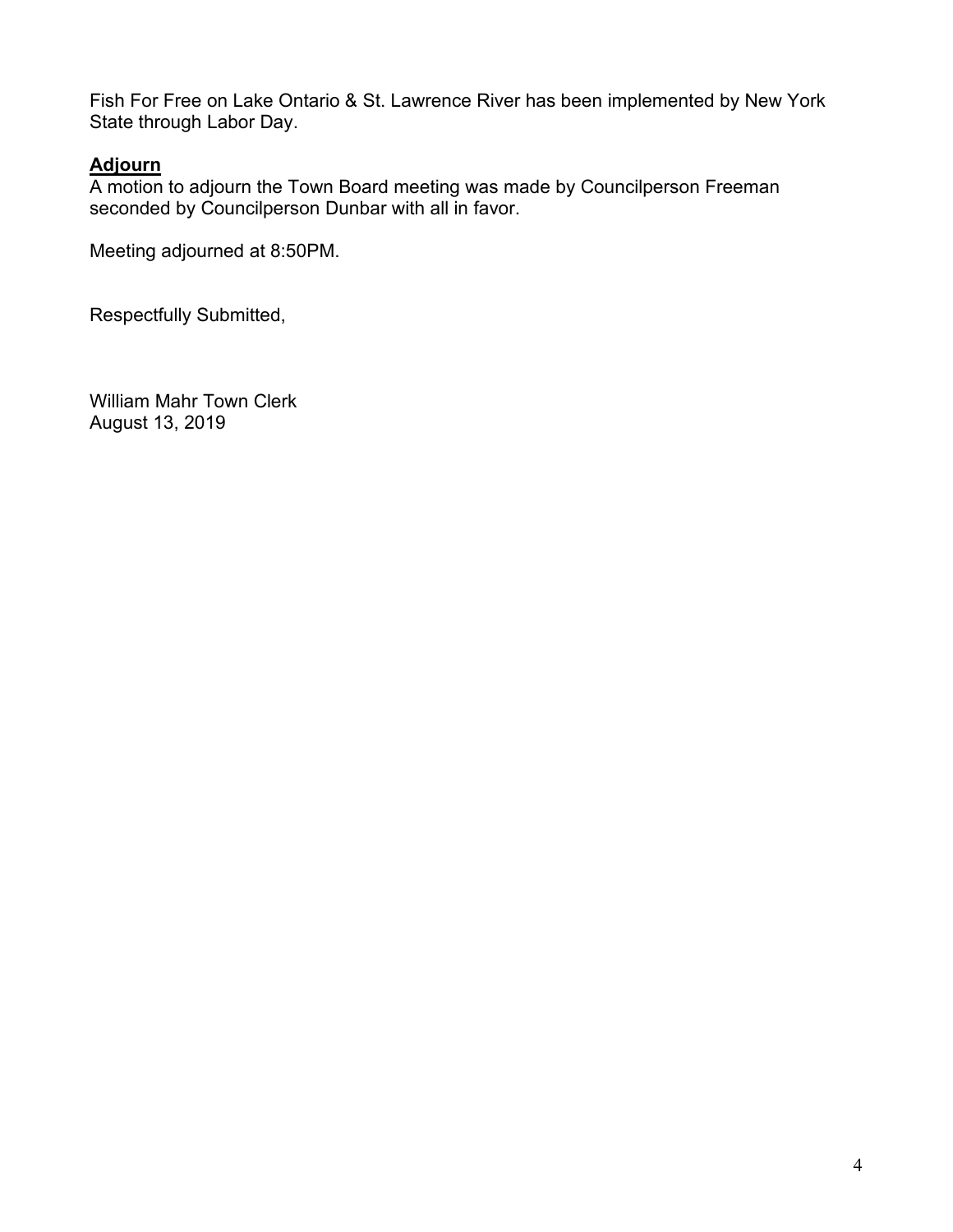Fish For Free on Lake Ontario & St. Lawrence River has been implemented by New York State through Labor Day.

## Adjourn

A motion to adjourn the Town Board meeting was made by Councilperson Freeman seconded by Councilperson Dunbar with all in favor.

Meeting adjourned at 8:50PM.

Respectfully Submitted,

William Mahr Town Clerk
August 13, 2019